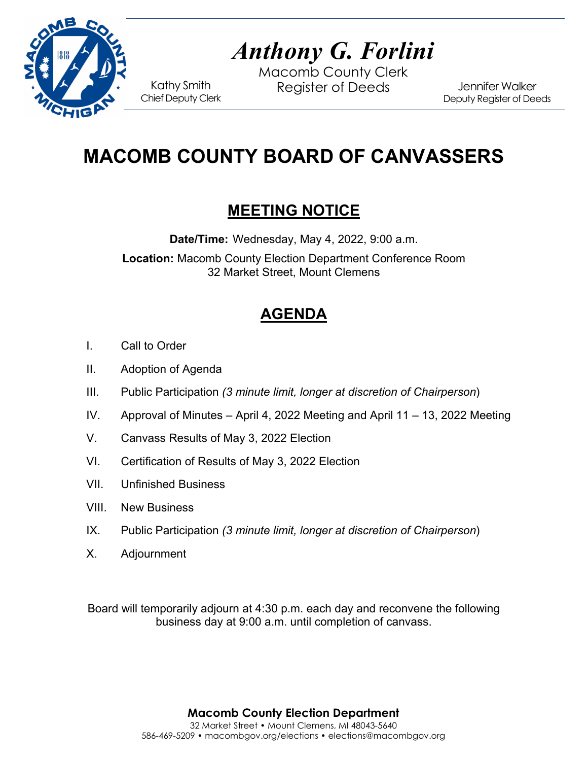*Anthony G. Forlini*

Macomb County Clerk
Register of Deeds

Kathy Smith
Chief Deputy Clerk

Jennifer Walker
Deputy Register of Deeds

# MACOMB COUNTY BOARD OF CANVASSERS

## MEETING NOTICE

**Date/Time:** Wednesday, May 4, 2022, 9:00 a.m.

**Location:** Macomb County Election Department Conference Room
32 Market Street, Mount Clemens

## AGENDA

I. Call to Order

II. Adoption of Agenda

III. Public Participation *(3 minute limit, longer at discretion of Chairperson)*

IV. Approval of Minutes – April 4, 2022 Meeting and April 11 – 13, 2022 Meeting

V. Canvass Results of May 3, 2022 Election

VI. Certification of Results of May 3, 2022 Election

VII. Unfinished Business

VIII. New Business

IX. Public Participation *(3 minute limit, longer at discretion of Chairperson)*

X. Adjournment

Board will temporarily adjourn at 4:30 p.m. each day and reconvene the following business day at 9:00 a.m. until completion of canvass.

**Macomb County Election Department**
32 Market Street • Mount Clemens, MI 48043-5640
586-469-5209 • macombgov.org/elections • elections@macombgov.org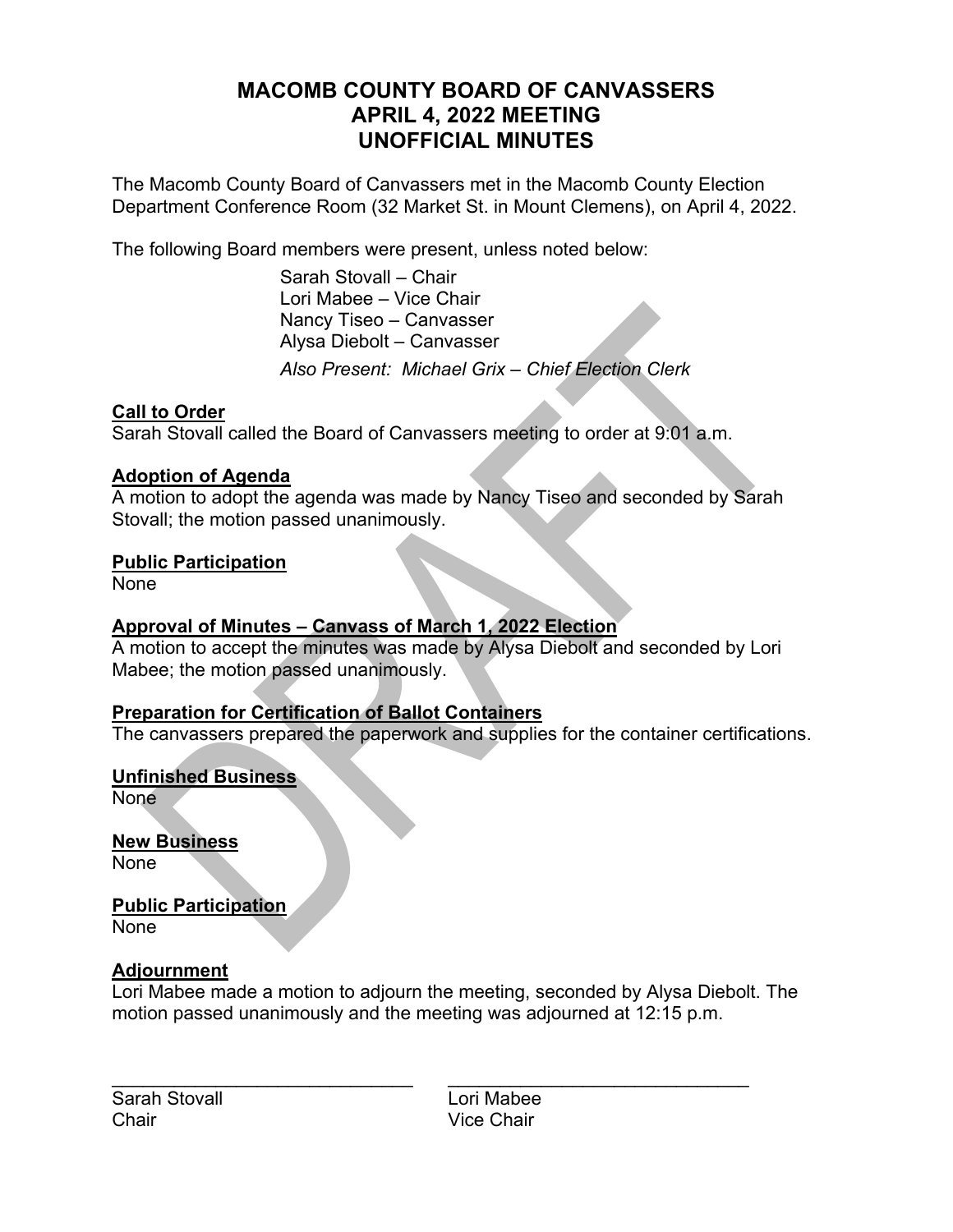# MACOMB COUNTY BOARD OF CANVASSERS
# APRIL 4, 2022 MEETING
# UNOFFICIAL MINUTES

The Macomb County Board of Canvassers met in the Macomb County Election Department Conference Room (32 Market St. in Mount Clemens), on April 4, 2022.

The following Board members were present, unless noted below:

Sarah Stovall – Chair
Lori Mabee – Vice Chair
Nancy Tiseo – Canvasser
Alysa Diebolt – Canvasser
*Also Present: Michael Grix – Chief Election Clerk*

**Call to Order**
Sarah Stovall called the Board of Canvassers meeting to order at 9:01 a.m.

**Adoption of Agenda**
A motion to adopt the agenda was made by Nancy Tiseo and seconded by Sarah Stovall; the motion passed unanimously.

**Public Participation**
None

**Approval of Minutes – Canvass of March 1, 2022 Election**
A motion to accept the minutes was made by Alysa Diebolt and seconded by Lori Mabee; the motion passed unanimously.

**Preparation for Certification of Ballot Containers**
The canvassers prepared the paperwork and supplies for the container certifications.

**Unfinished Business**
None

**New Business**
None

**Public Participation**
None

**Adjournment**
Lori Mabee made a motion to adjourn the meeting, seconded by Alysa Diebolt. The motion passed unanimously and the meeting was adjourned at 12:15 p.m.

| _____________________________ | _____________________________ |
|---|---|
| Sarah Stovall | Lori Mabee |
| Chair | Vice Chair |

DRAFT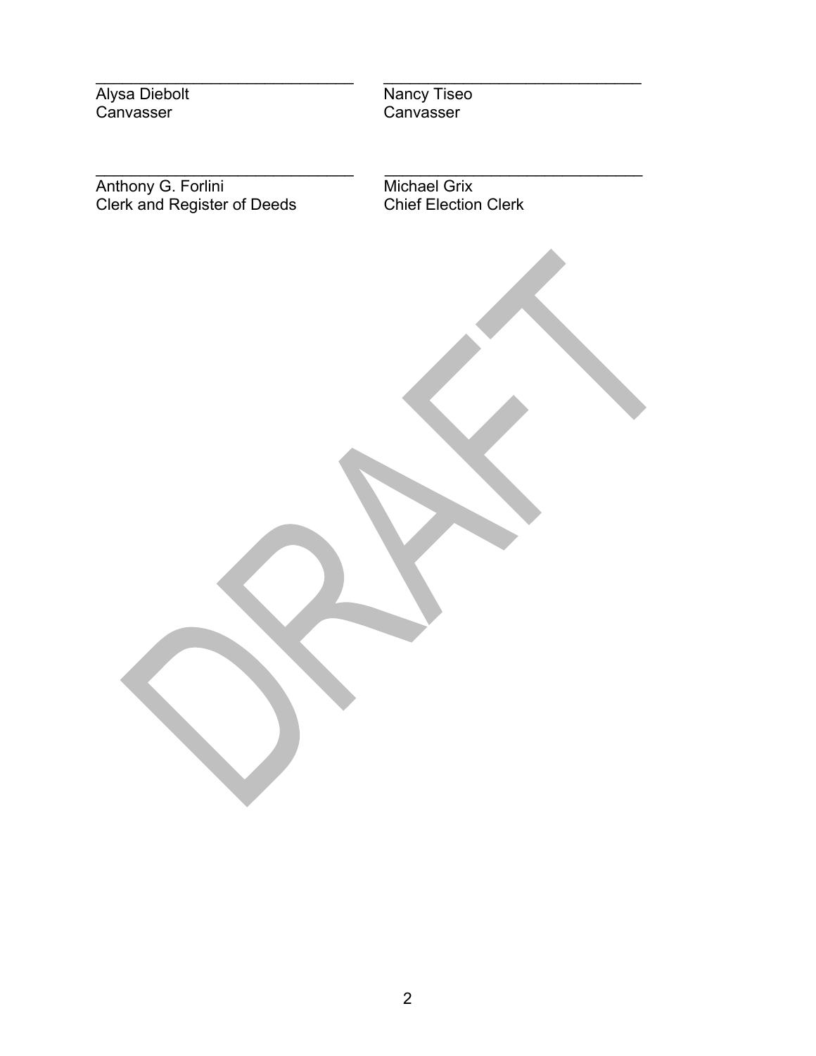\_\_\_\_\_\_\_\_\_\_\_\_\_\_\_\_\_\_\_\_\_\_\_\_\_\_\_\_\_\_
Alysa Diebolt
Canvasser

\_\_\_\_\_\_\_\_\_\_\_\_\_\_\_\_\_\_\_\_\_\_\_\_\_\_\_\_\_\_
Nancy Tiseo
Canvasser

\_\_\_\_\_\_\_\_\_\_\_\_\_\_\_\_\_\_\_\_\_\_\_\_\_\_\_\_\_\_
Anthony G. Forlini
Clerk and Register of Deeds

\_\_\_\_\_\_\_\_\_\_\_\_\_\_\_\_\_\_\_\_\_\_\_\_\_\_\_\_\_\_
Michael Grix
Chief Election Clerk

DRAFT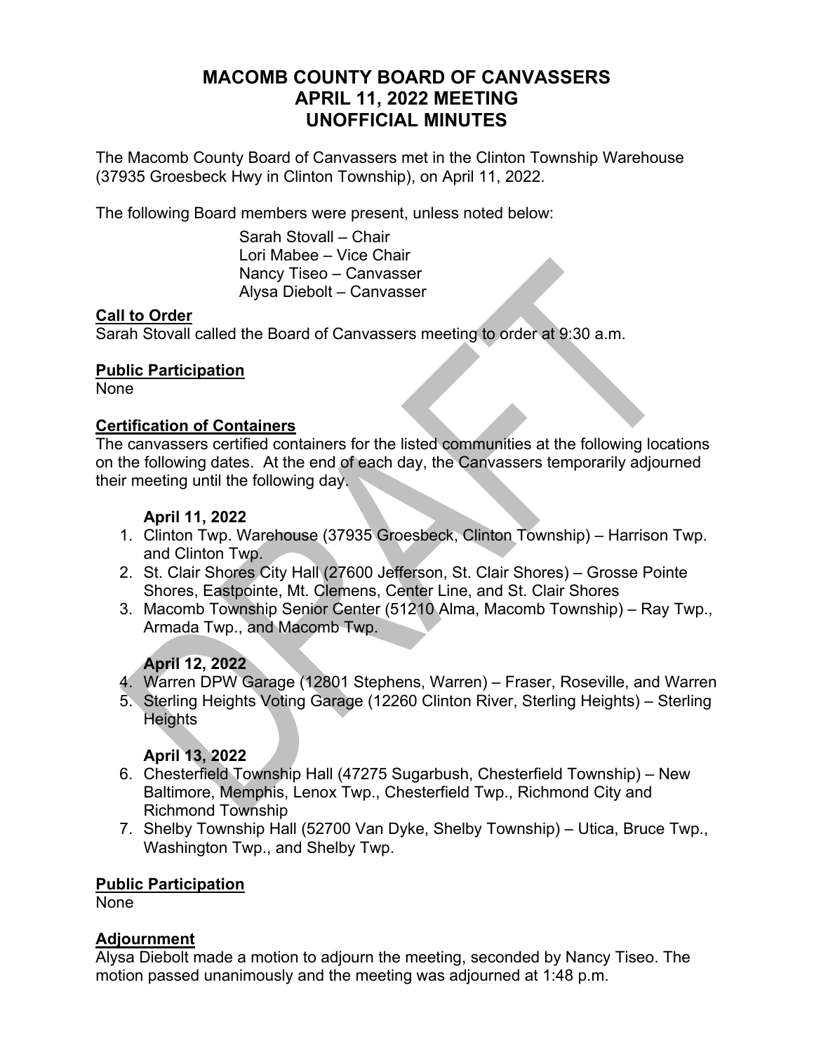# MACOMB COUNTY BOARD OF CANVASSERS APRIL 11, 2022 MEETING UNOFFICIAL MINUTES

The Macomb County Board of Canvassers met in the Clinton Township Warehouse (37935 Groesbeck Hwy in Clinton Township), on April 11, 2022.

The following Board members were present, unless noted below:

Sarah Stovall – Chair
Lori Mabee – Vice Chair
Nancy Tiseo – Canvasser
Alysa Diebolt – Canvasser

**Call to Order**

Sarah Stovall called the Board of Canvassers meeting to order at 9:30 a.m.

**Public Participation**

None

**Certification of Containers**

The canvassers certified containers for the listed communities at the following locations on the following dates. At the end of each day, the Canvassers temporarily adjourned their meeting until the following day.

**April 11, 2022**

1. Clinton Twp. Warehouse (37935 Groesbeck, Clinton Township) – Harrison Twp. and Clinton Twp.
2. St. Clair Shores City Hall (27600 Jefferson, St. Clair Shores) – Grosse Pointe Shores, Eastpointe, Mt. Clemens, Center Line, and St. Clair Shores
3. Macomb Township Senior Center (51210 Alma, Macomb Township) – Ray Twp., Armada Twp., and Macomb Twp.

**April 12, 2022**

4. Warren DPW Garage (12801 Stephens, Warren) – Fraser, Roseville, and Warren
5. Sterling Heights Voting Garage (12260 Clinton River, Sterling Heights) – Sterling Heights

**April 13, 2022**

6. Chesterfield Township Hall (47275 Sugarbush, Chesterfield Township) – New Baltimore, Memphis, Lenox Twp., Chesterfield Twp., Richmond City and Richmond Township
7. Shelby Township Hall (52700 Van Dyke, Shelby Township) – Utica, Bruce Twp., Washington Twp., and Shelby Twp.

**Public Participation**

None

**Adjournment**

Alysa Diebolt made a motion to adjourn the meeting, seconded by Nancy Tiseo. The motion passed unanimously and the meeting was adjourned at 1:48 p.m.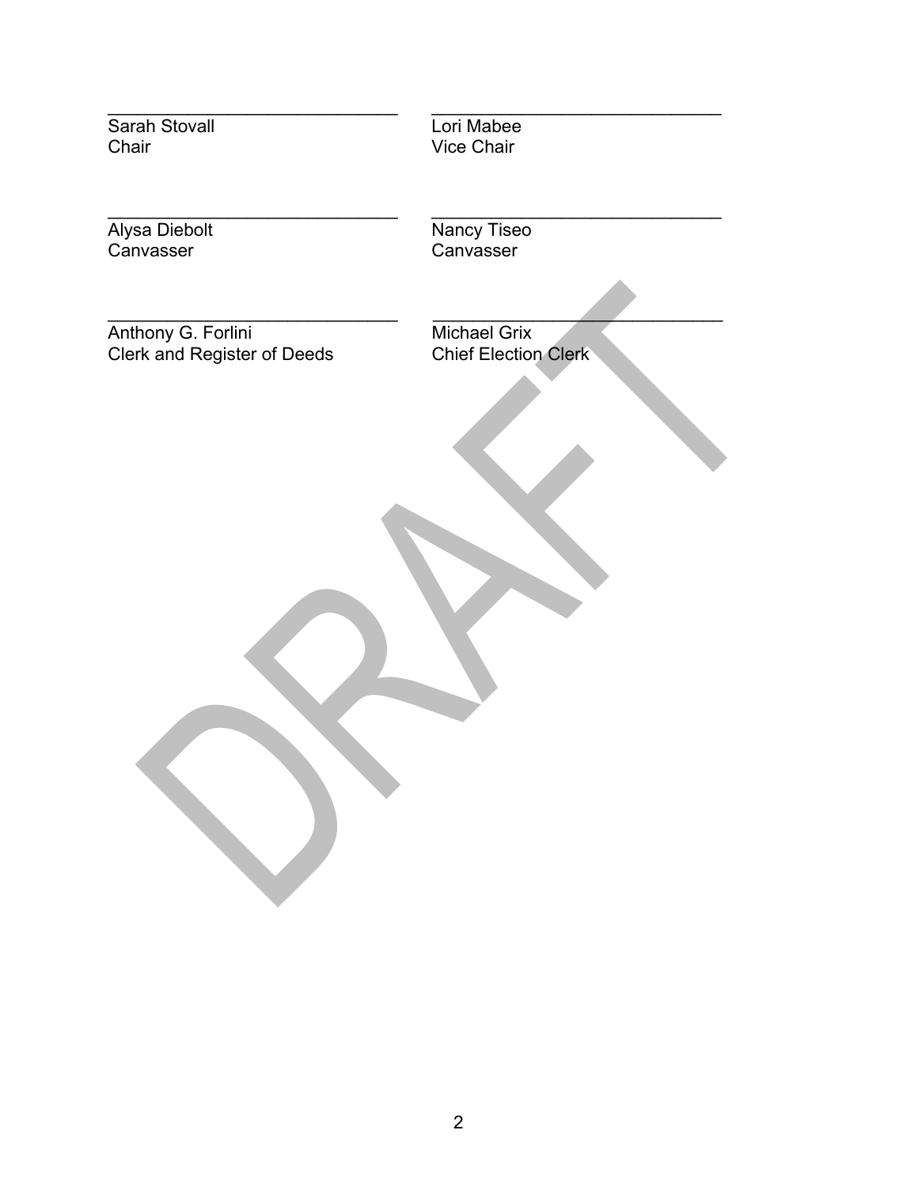\_\_\_\_\_\_\_\_\_\_\_\_\_\_\_\_\_\_\_\_\_\_\_\_\_\_\_\_\_\_
Sarah Stovall
Chair

\_\_\_\_\_\_\_\_\_\_\_\_\_\_\_\_\_\_\_\_\_\_\_\_\_\_\_\_\_\_
Lori Mabee
Vice Chair

\_\_\_\_\_\_\_\_\_\_\_\_\_\_\_\_\_\_\_\_\_\_\_\_\_\_\_\_\_\_
Alysa Diebolt
Canvasser

\_\_\_\_\_\_\_\_\_\_\_\_\_\_\_\_\_\_\_\_\_\_\_\_\_\_\_\_\_\_
Nancy Tiseo
Canvasser

\_\_\_\_\_\_\_\_\_\_\_\_\_\_\_\_\_\_\_\_\_\_\_\_\_\_\_\_\_\_
Anthony G. Forlini
Clerk and Register of Deeds

\_\_\_\_\_\_\_\_\_\_\_\_\_\_\_\_\_\_\_\_\_\_\_\_\_\_\_\_\_\_
Michael Grix
Chief Election Clerk

DRAFT